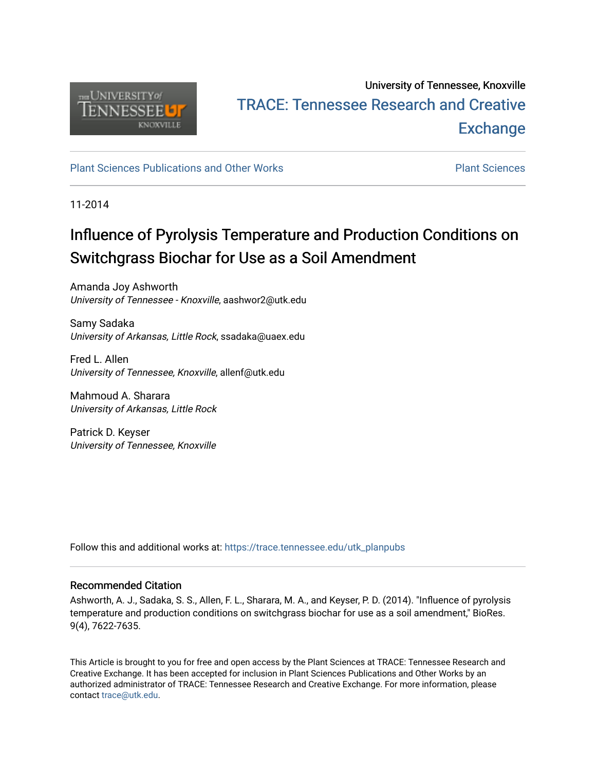University of Tennessee, Knoxville

TRACE: Tennessee Research and Creative Exchange

Plant Sciences Publications and Other Works

Plant Sciences

11-2014

# Influence of Pyrolysis Temperature and Production Conditions on Switchgrass Biochar for Use as a Soil Amendment

Amanda Joy Ashworth
*University of Tennessee - Knoxville*, aashwor2@utk.edu

Samy Sadaka
*University of Arkansas, Little Rock*, ssadaka@uaex.edu

Fred L. Allen
*University of Tennessee, Knoxville*, allenf@utk.edu

Mahmoud A. Sharara
*University of Arkansas, Little Rock*

Patrick D. Keyser
*University of Tennessee, Knoxville*

Follow this and additional works at: https://trace.tennessee.edu/utk_planpubs

## Recommended Citation

Ashworth, A. J., Sadaka, S. S., Allen, F. L., Sharara, M. A., and Keyser, P. D. (2014). "Influence of pyrolysis temperature and production conditions on switchgrass biochar for use as a soil amendment," BioRes. 9(4), 7622-7635.

This Article is brought to you for free and open access by the Plant Sciences at TRACE: Tennessee Research and Creative Exchange. It has been accepted for inclusion in Plant Sciences Publications and Other Works by an authorized administrator of TRACE: Tennessee Research and Creative Exchange. For more information, please contact trace@utk.edu.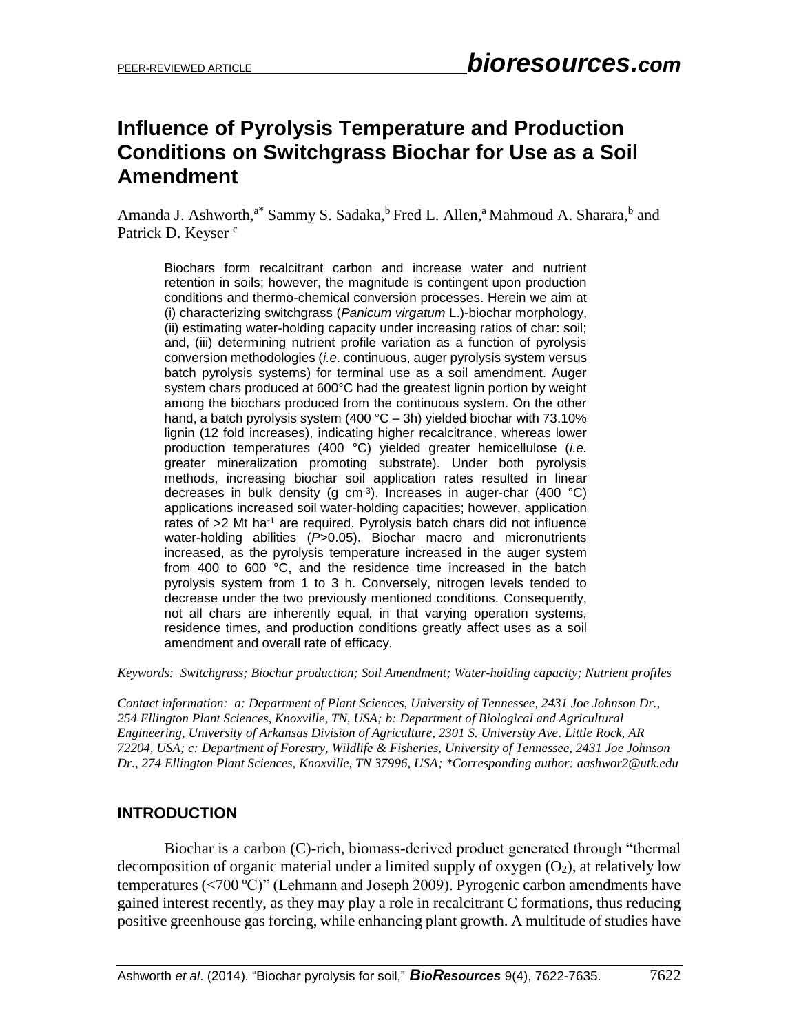PEER-REVIEWED ARTICLE

# Influence of Pyrolysis Temperature and Production Conditions on Switchgrass Biochar for Use as a Soil Amendment

Amanda J. Ashworth,[a*] Sammy S. Sadaka,[b] Fred L. Allen,[a] Mahmoud A. Sharara,[b] and Patrick D. Keyser [c]

Biochars form recalcitrant carbon and increase water and nutrient retention in soils; however, the magnitude is contingent upon production conditions and thermo-chemical conversion processes. Herein we aim at (i) characterizing switchgrass (*Panicum virgatum* L.)-biochar morphology, (ii) estimating water-holding capacity under increasing ratios of char: soil; and, (iii) determining nutrient profile variation as a function of pyrolysis conversion methodologies (*i.e.* continuous, auger pyrolysis system versus batch pyrolysis systems) for terminal use as a soil amendment. Auger system chars produced at 600°C had the greatest lignin portion by weight among the biochars produced from the continuous system. On the other hand, a batch pyrolysis system (400 °C – 3h) yielded biochar with 73.10% lignin (12 fold increases), indicating higher recalcitrance, whereas lower production temperatures (400 °C) yielded greater hemicellulose (*i.e.* greater mineralization promoting substrate). Under both pyrolysis methods, increasing biochar soil application rates resulted in linear decreases in bulk density (g cm$^{-3}$). Increases in auger-char (400 °C) applications increased soil water-holding capacities; however, application rates of >2 Mt ha$^{-1}$ are required. Pyrolysis batch chars did not influence water-holding abilities ($P$>0.05). Biochar macro and micronutrients increased, as the pyrolysis temperature increased in the auger system from 400 to 600 °C, and the residence time increased in the batch pyrolysis system from 1 to 3 h. Conversely, nitrogen levels tended to decrease under the two previously mentioned conditions. Consequently, not all chars are inherently equal, in that varying operation systems, residence times, and production conditions greatly affect uses as a soil amendment and overall rate of efficacy.

*Keywords: Switchgrass; Biochar production; Soil Amendment; Water-holding capacity; Nutrient profiles*

*Contact information: a: Department of Plant Sciences, University of Tennessee, 2431 Joe Johnson Dr., 254 Ellington Plant Sciences, Knoxville, TN, USA; b: Department of Biological and Agricultural Engineering, University of Arkansas Division of Agriculture, 2301 S. University Ave. Little Rock, AR 72204, USA; c: Department of Forestry, Wildlife & Fisheries, University of Tennessee, 2431 Joe Johnson Dr., 274 Ellington Plant Sciences, Knoxville, TN 37996, USA; \*Corresponding author: aashwor2@utk.edu*

## INTRODUCTION

Biochar is a carbon (C)-rich, biomass-derived product generated through "thermal decomposition of organic material under a limited supply of oxygen ($O_2$), at relatively low temperatures (<700 ºC)" (Lehmann and Joseph 2009). Pyrogenic carbon amendments have gained interest recently, as they may play a role in recalcitrant C formations, thus reducing positive greenhouse gas forcing, while enhancing plant growth. A multitude of studies have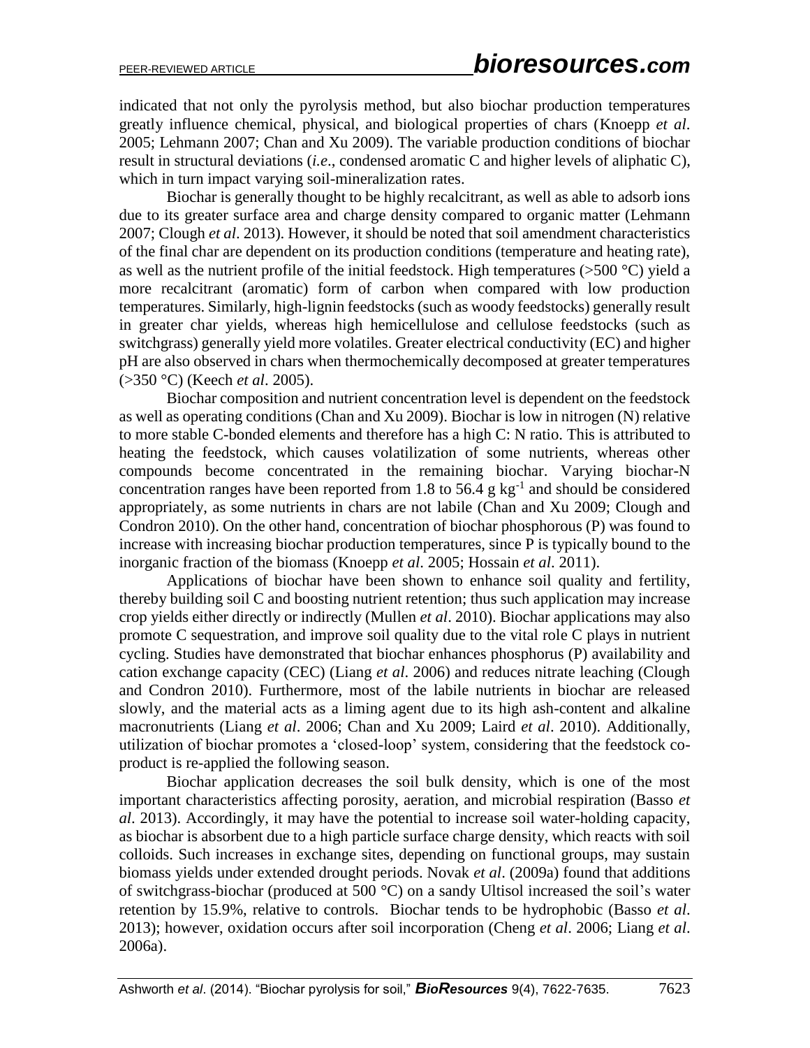indicated that not only the pyrolysis method, but also biochar production temperatures greatly influence chemical, physical, and biological properties of chars (Knoepp *et al*. 2005; Lehmann 2007; Chan and Xu 2009). The variable production conditions of biochar result in structural deviations (*i.e*., condensed aromatic C and higher levels of aliphatic C), which in turn impact varying soil-mineralization rates.

Biochar is generally thought to be highly recalcitrant, as well as able to adsorb ions due to its greater surface area and charge density compared to organic matter (Lehmann 2007; Clough *et al*. 2013). However, it should be noted that soil amendment characteristics of the final char are dependent on its production conditions (temperature and heating rate), as well as the nutrient profile of the initial feedstock. High temperatures (>500 °C) yield a more recalcitrant (aromatic) form of carbon when compared with low production temperatures. Similarly, high-lignin feedstocks (such as woody feedstocks) generally result in greater char yields, whereas high hemicellulose and cellulose feedstocks (such as switchgrass) generally yield more volatiles. Greater electrical conductivity (EC) and higher pH are also observed in chars when thermochemically decomposed at greater temperatures (>350 °C) (Keech *et al*. 2005).

Biochar composition and nutrient concentration level is dependent on the feedstock as well as operating conditions (Chan and Xu 2009). Biochar is low in nitrogen (N) relative to more stable C-bonded elements and therefore has a high C: N ratio. This is attributed to heating the feedstock, which causes volatilization of some nutrients, whereas other compounds become concentrated in the remaining biochar. Varying biochar-N concentration ranges have been reported from 1.8 to 56.4 g $kg^{-1}$ and should be considered appropriately, as some nutrients in chars are not labile (Chan and Xu 2009; Clough and Condron 2010). On the other hand, concentration of biochar phosphorous (P) was found to increase with increasing biochar production temperatures, since P is typically bound to the inorganic fraction of the biomass (Knoepp *et al*. 2005; Hossain *et al*. 2011).

Applications of biochar have been shown to enhance soil quality and fertility, thereby building soil C and boosting nutrient retention; thus such application may increase crop yields either directly or indirectly (Mullen *et al*. 2010). Biochar applications may also promote C sequestration, and improve soil quality due to the vital role C plays in nutrient cycling. Studies have demonstrated that biochar enhances phosphorus (P) availability and cation exchange capacity (CEC) (Liang *et al*. 2006) and reduces nitrate leaching (Clough and Condron 2010). Furthermore, most of the labile nutrients in biochar are released slowly, and the material acts as a liming agent due to its high ash-content and alkaline macronutrients (Liang *et al*. 2006; Chan and Xu 2009; Laird *et al*. 2010). Additionally, utilization of biochar promotes a 'closed-loop' system, considering that the feedstock co-product is re-applied the following season.

Biochar application decreases the soil bulk density, which is one of the most important characteristics affecting porosity, aeration, and microbial respiration (Basso *et al*. 2013). Accordingly, it may have the potential to increase soil water-holding capacity, as biochar is absorbent due to a high particle surface charge density, which reacts with soil colloids. Such increases in exchange sites, depending on functional groups, may sustain biomass yields under extended drought periods. Novak *et al*. (2009a) found that additions of switchgrass-biochar (produced at 500 °C) on a sandy Ultisol increased the soil's water retention by 15.9%, relative to controls. Biochar tends to be hydrophobic (Basso *et al*. 2013); however, oxidation occurs after soil incorporation (Cheng *et al*. 2006; Liang *et al*. 2006a).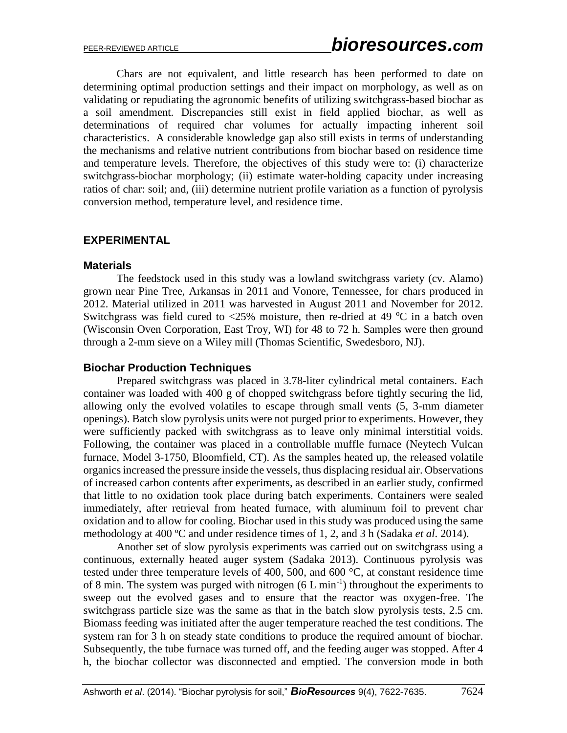Chars are not equivalent, and little research has been performed to date on determining optimal production settings and their impact on morphology, as well as on validating or repudiating the agronomic benefits of utilizing switchgrass-based biochar as a soil amendment. Discrepancies still exist in field applied biochar, as well as determinations of required char volumes for actually impacting inherent soil characteristics. A considerable knowledge gap also still exists in terms of understanding the mechanisms and relative nutrient contributions from biochar based on residence time and temperature levels. Therefore, the objectives of this study were to: (i) characterize switchgrass-biochar morphology; (ii) estimate water-holding capacity under increasing ratios of char: soil; and, (iii) determine nutrient profile variation as a function of pyrolysis conversion method, temperature level, and residence time.

## EXPERIMENTAL

### Materials

The feedstock used in this study was a lowland switchgrass variety (cv. Alamo) grown near Pine Tree, Arkansas in 2011 and Vonore, Tennessee, for chars produced in 2012. Material utilized in 2011 was harvested in August 2011 and November for 2012. Switchgrass was field cured to <25% moisture, then re-dried at 49 °C in a batch oven (Wisconsin Oven Corporation, East Troy, WI) for 48 to 72 h. Samples were then ground through a 2-mm sieve on a Wiley mill (Thomas Scientific, Swedesboro, NJ).

### Biochar Production Techniques

Prepared switchgrass was placed in 3.78-liter cylindrical metal containers. Each container was loaded with 400 g of chopped switchgrass before tightly securing the lid, allowing only the evolved volatiles to escape through small vents (5, 3-mm diameter openings). Batch slow pyrolysis units were not purged prior to experiments. However, they were sufficiently packed with switchgrass as to leave only minimal interstitial voids. Following, the container was placed in a controllable muffle furnace (Neytech Vulcan furnace, Model 3-1750, Bloomfield, CT). As the samples heated up, the released volatile organics increased the pressure inside the vessels, thus displacing residual air. Observations of increased carbon contents after experiments, as described in an earlier study, confirmed that little to no oxidation took place during batch experiments. Containers were sealed immediately, after retrieval from heated furnace, with aluminum foil to prevent char oxidation and to allow for cooling. Biochar used in this study was produced using the same methodology at 400 ºC and under residence times of 1, 2, and 3 h (Sadaka *et al*. 2014).

Another set of slow pyrolysis experiments was carried out on switchgrass using a continuous, externally heated auger system (Sadaka 2013). Continuous pyrolysis was tested under three temperature levels of 400, 500, and 600 °C, at constant residence time of 8 min. The system was purged with nitrogen (6 L min$^{-1}$) throughout the experiments to sweep out the evolved gases and to ensure that the reactor was oxygen-free. The switchgrass particle size was the same as that in the batch slow pyrolysis tests, 2.5 cm. Biomass feeding was initiated after the auger temperature reached the test conditions. The system ran for 3 h on steady state conditions to produce the required amount of biochar. Subsequently, the tube furnace was turned off, and the feeding auger was stopped. After 4 h, the biochar collector was disconnected and emptied. The conversion mode in both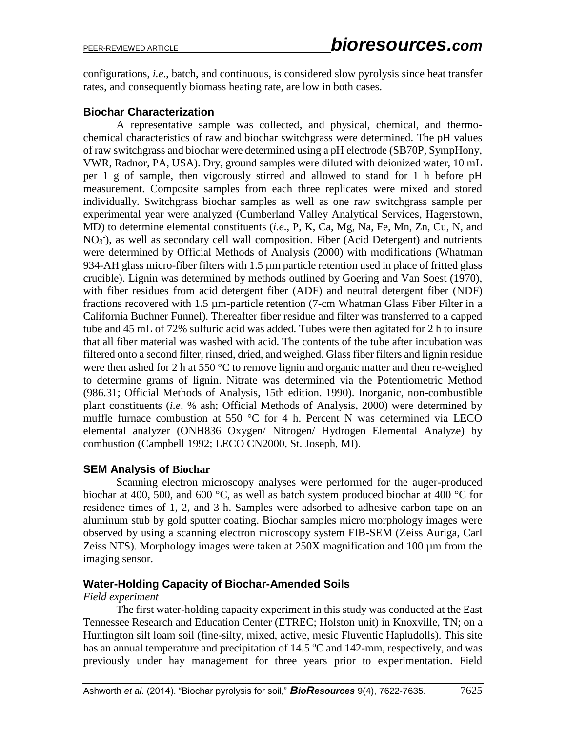configurations, *i.e*., batch, and continuous, is considered slow pyrolysis since heat transfer rates, and consequently biomass heating rate, are low in both cases.

## Biochar Characterization

A representative sample was collected, and physical, chemical, and thermo-chemical characteristics of raw and biochar switchgrass were determined. The pH values of raw switchgrass and biochar were determined using a pH electrode (SB70P, SympHony, VWR, Radnor, PA, USA). Dry, ground samples were diluted with deionized water, 10 mL per 1 g of sample, then vigorously stirred and allowed to stand for 1 h before pH measurement. Composite samples from each three replicates were mixed and stored individually. Switchgrass biochar samples as well as one raw switchgrass sample per experimental year were analyzed (Cumberland Valley Analytical Services, Hagerstown, MD) to determine elemental constituents (*i.e*., P, K, Ca, Mg, Na, Fe, Mn, Zn, Cu, N, and $NO_3^-$), as well as secondary cell wall composition. Fiber (Acid Detergent) and nutrients were determined by Official Methods of Analysis (2000) with modifications (Whatman 934-AH glass micro-fiber filters with 1.5 µm particle retention used in place of fritted glass crucible). Lignin was determined by methods outlined by Goering and Van Soest (1970), with fiber residues from acid detergent fiber (ADF) and neutral detergent fiber (NDF) fractions recovered with 1.5 µm-particle retention (7-cm Whatman Glass Fiber Filter in a California Buchner Funnel). Thereafter fiber residue and filter was transferred to a capped tube and 45 mL of 72% sulfuric acid was added. Tubes were then agitated for 2 h to insure that all fiber material was washed with acid. The contents of the tube after incubation was filtered onto a second filter, rinsed, dried, and weighed. Glass fiber filters and lignin residue were then ashed for 2 h at 550 °C to remove lignin and organic matter and then re-weighed to determine grams of lignin. Nitrate was determined via the Potentiometric Method (986.31; Official Methods of Analysis, 15th edition. 1990). Inorganic, non-combustible plant constituents (*i.e*. % ash; Official Methods of Analysis, 2000) were determined by muffle furnace combustion at 550 °C for 4 h. Percent N was determined via LECO elemental analyzer (ONH836 Oxygen/ Nitrogen/ Hydrogen Elemental Analyze) by combustion (Campbell 1992; LECO CN2000, St. Joseph, MI).

## SEM Analysis of Biochar

Scanning electron microscopy analyses were performed for the auger-produced biochar at 400, 500, and 600 °C, as well as batch system produced biochar at 400 °C for residence times of 1, 2, and 3 h. Samples were adsorbed to adhesive carbon tape on an aluminum stub by gold sputter coating. Biochar samples micro morphology images were observed by using a scanning electron microscopy system FIB-SEM (Zeiss Auriga, Carl Zeiss NTS). Morphology images were taken at 250X magnification and 100 µm from the imaging sensor.

## Water-Holding Capacity of Biochar-Amended Soils

*Field experiment*

The first water-holding capacity experiment in this study was conducted at the East Tennessee Research and Education Center (ETREC; Holston unit) in Knoxville, TN; on a Huntington silt loam soil (fine-silty, mixed, active, mesic Fluventic Hapludolls). This site has an annual temperature and precipitation of 14.5 °C and 142-mm, respectively, and was previously under hay management for three years prior to experimentation. Field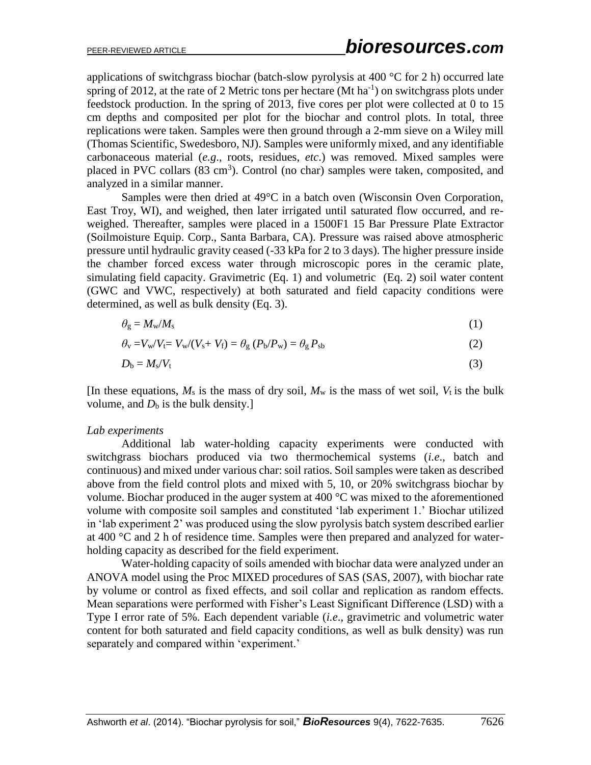applications of switchgrass biochar (batch-slow pyrolysis at 400 °C for 2 h) occurred late spring of 2012, at the rate of 2 Metric tons per hectare (Mt $ha^{-1}$) on switchgrass plots under feedstock production. In the spring of 2013, five cores per plot were collected at 0 to 15 cm depths and composited per plot for the biochar and control plots. In total, three replications were taken. Samples were then ground through a 2-mm sieve on a Wiley mill (Thomas Scientific, Swedesboro, NJ). Samples were uniformly mixed, and any identifiable carbonaceous material (*e.g*., roots, residues, *etc*.) was removed. Mixed samples were placed in PVC collars (83 $cm^3$). Control (no char) samples were taken, composited, and analyzed in a similar manner.

Samples were then dried at 49°C in a batch oven (Wisconsin Oven Corporation, East Troy, WI), and weighed, then later irrigated until saturated flow occurred, and re-weighed. Thereafter, samples were placed in a 1500F1 15 Bar Pressure Plate Extractor (Soilmoisture Equip. Corp., Santa Barbara, CA). Pressure was raised above atmospheric pressure until hydraulic gravity ceased (-33 kPa for 2 to 3 days). The higher pressure inside the chamber forced excess water through microscopic pores in the ceramic plate, simulating field capacity. Gravimetric (Eq. 1) and volumetric (Eq. 2) soil water content (GWC and VWC, respectively) at both saturated and field capacity conditions were determined, as well as bulk density (Eq. 3).

$$\theta_g = M_w/M_s \tag{1}$$

$$\theta_v = V_w/V_t = V_w/(V_s + V_f) = \theta_g\,(P_b/P_w) = \theta_g\,P_{sb} \tag{2}$$

$$D_b = M_s/V_t \tag{3}$$

[In these equations, $M_s$ is the mass of dry soil, $M_w$ is the mass of wet soil, $V_t$ is the bulk volume, and $D_b$ is the bulk density.]

*Lab experiments*

Additional lab water-holding capacity experiments were conducted with switchgrass biochars produced via two thermochemical systems (*i.e*., batch and continuous) and mixed under various char: soil ratios. Soil samples were taken as described above from the field control plots and mixed with 5, 10, or 20% switchgrass biochar by volume. Biochar produced in the auger system at 400 °C was mixed to the aforementioned volume with composite soil samples and constituted 'lab experiment 1.' Biochar utilized in 'lab experiment 2' was produced using the slow pyrolysis batch system described earlier at 400 °C and 2 h of residence time. Samples were then prepared and analyzed for water-holding capacity as described for the field experiment.

Water-holding capacity of soils amended with biochar data were analyzed under an ANOVA model using the Proc MIXED procedures of SAS (SAS, 2007), with biochar rate by volume or control as fixed effects, and soil collar and replication as random effects. Mean separations were performed with Fisher's Least Significant Difference (LSD) with a Type I error rate of 5%. Each dependent variable (*i.e*., gravimetric and volumetric water content for both saturated and field capacity conditions, as well as bulk density) was run separately and compared within 'experiment.'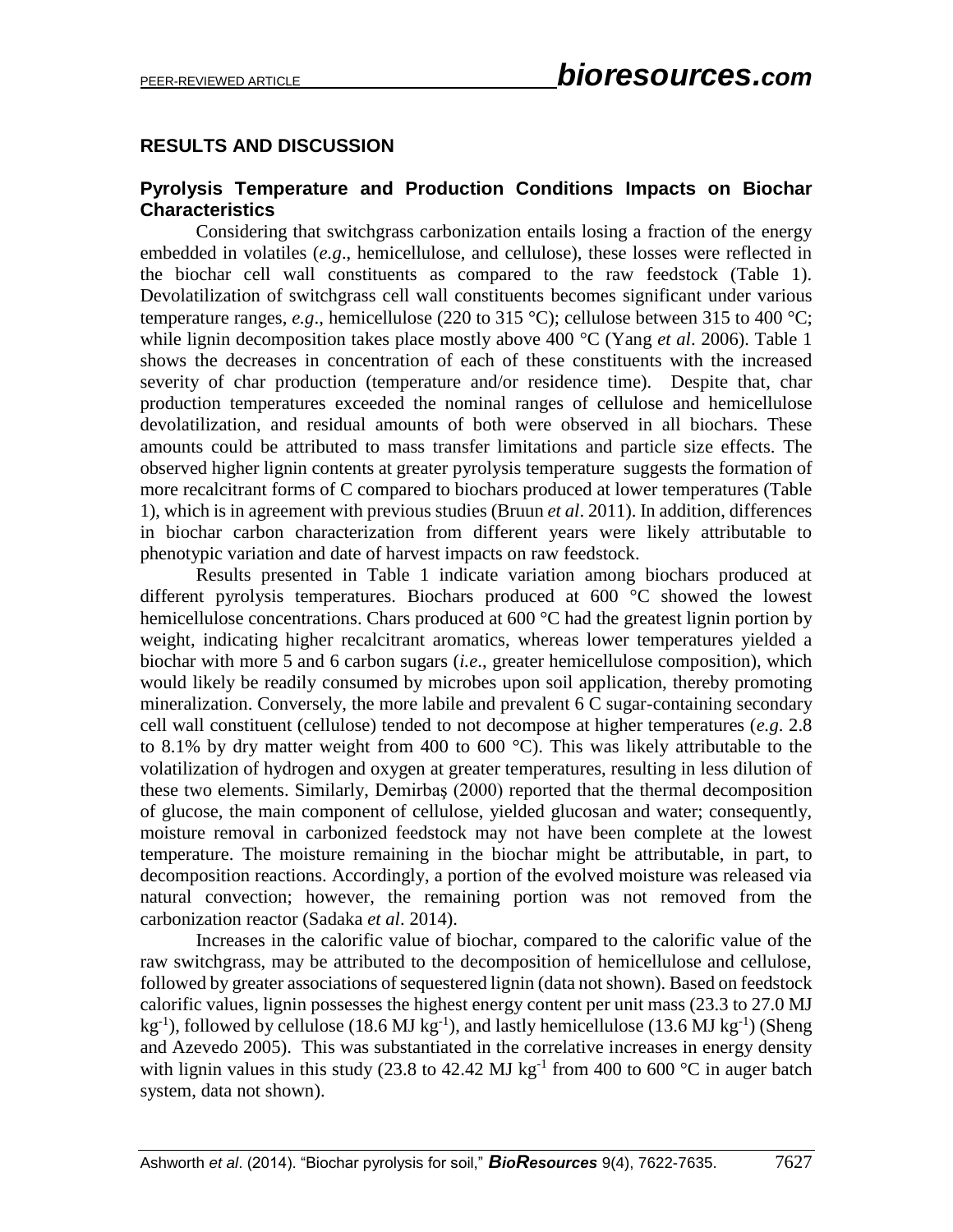## RESULTS AND DISCUSSION

### Pyrolysis Temperature and Production Conditions Impacts on Biochar Characteristics

Considering that switchgrass carbonization entails losing a fraction of the energy embedded in volatiles (*e.g*., hemicellulose, and cellulose), these losses were reflected in the biochar cell wall constituents as compared to the raw feedstock (Table 1). Devolatilization of switchgrass cell wall constituents becomes significant under various temperature ranges, *e.g*., hemicellulose (220 to 315 °C); cellulose between 315 to 400 °C; while lignin decomposition takes place mostly above 400 °C (Yang *et al*. 2006). Table 1 shows the decreases in concentration of each of these constituents with the increased severity of char production (temperature and/or residence time). Despite that, char production temperatures exceeded the nominal ranges of cellulose and hemicellulose devolatilization, and residual amounts of both were observed in all biochars. These amounts could be attributed to mass transfer limitations and particle size effects. The observed higher lignin contents at greater pyrolysis temperature suggests the formation of more recalcitrant forms of C compared to biochars produced at lower temperatures (Table 1), which is in agreement with previous studies (Bruun *et al*. 2011). In addition, differences in biochar carbon characterization from different years were likely attributable to phenotypic variation and date of harvest impacts on raw feedstock.

Results presented in Table 1 indicate variation among biochars produced at different pyrolysis temperatures. Biochars produced at 600 °C showed the lowest hemicellulose concentrations. Chars produced at 600 °C had the greatest lignin portion by weight, indicating higher recalcitrant aromatics, whereas lower temperatures yielded a biochar with more 5 and 6 carbon sugars (*i.e*., greater hemicellulose composition), which would likely be readily consumed by microbes upon soil application, thereby promoting mineralization. Conversely, the more labile and prevalent 6 C sugar-containing secondary cell wall constituent (cellulose) tended to not decompose at higher temperatures (*e.g*. 2.8 to 8.1% by dry matter weight from 400 to 600 °C). This was likely attributable to the volatilization of hydrogen and oxygen at greater temperatures, resulting in less dilution of these two elements. Similarly, Demirbaş (2000) reported that the thermal decomposition of glucose, the main component of cellulose, yielded glucosan and water; consequently, moisture removal in carbonized feedstock may not have been complete at the lowest temperature. The moisture remaining in the biochar might be attributable, in part, to decomposition reactions. Accordingly, a portion of the evolved moisture was released via natural convection; however, the remaining portion was not removed from the carbonization reactor (Sadaka *et al*. 2014).

Increases in the calorific value of biochar, compared to the calorific value of the raw switchgrass, may be attributed to the decomposition of hemicellulose and cellulose, followed by greater associations of sequestered lignin (data not shown). Based on feedstock calorific values, lignin possesses the highest energy content per unit mass (23.3 to 27.0 MJ $kg^{-1}$), followed by cellulose (18.6 MJ $kg^{-1}$), and lastly hemicellulose (13.6 MJ $kg^{-1}$) (Sheng and Azevedo 2005). This was substantiated in the correlative increases in energy density with lignin values in this study (23.8 to 42.42 MJ $kg^{-1}$ from 400 to 600 °C in auger batch system, data not shown).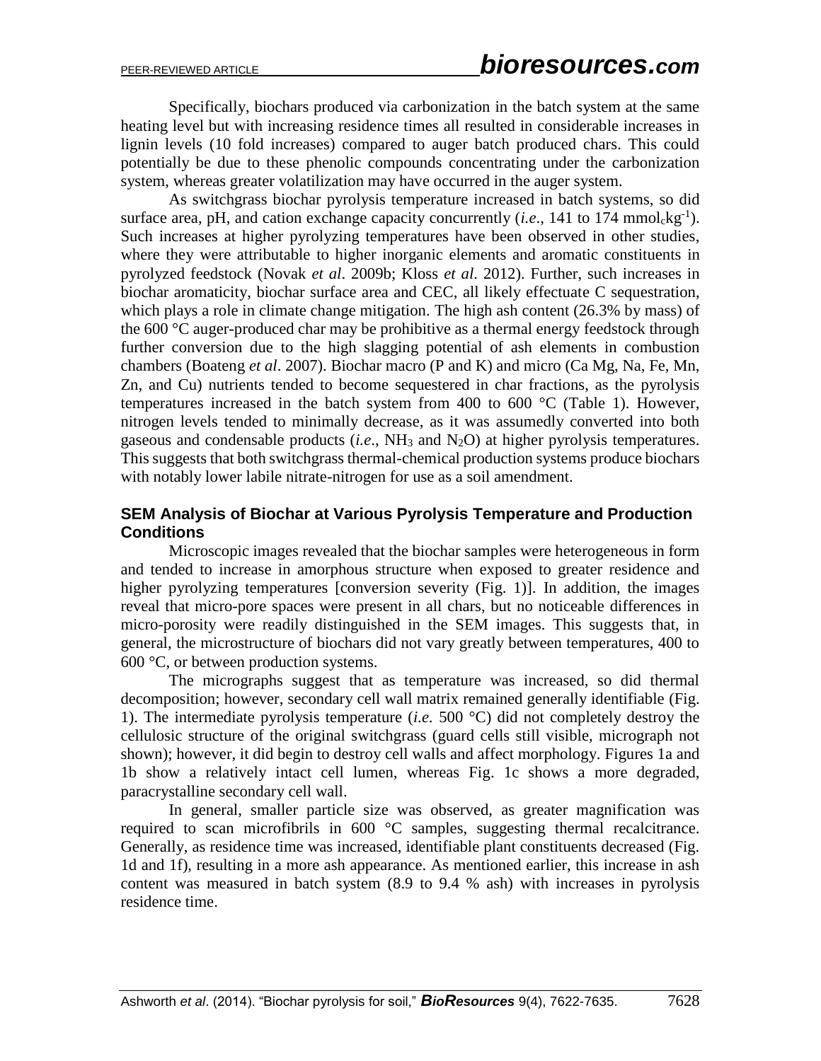Specifically, biochars produced via carbonization in the batch system at the same heating level but with increasing residence times all resulted in considerable increases in lignin levels (10 fold increases) compared to auger batch produced chars. This could potentially be due to these phenolic compounds concentrating under the carbonization system, whereas greater volatilization may have occurred in the auger system.

As switchgrass biochar pyrolysis temperature increased in batch systems, so did surface area, pH, and cation exchange capacity concurrently (*i.e*., 141 to 174 $mmol_c kg^{-1}$). Such increases at higher pyrolyzing temperatures have been observed in other studies, where they were attributable to higher inorganic elements and aromatic constituents in pyrolyzed feedstock (Novak *et al*. 2009b; Kloss *et al*. 2012). Further, such increases in biochar aromaticity, biochar surface area and CEC, all likely effectuate C sequestration, which plays a role in climate change mitigation. The high ash content (26.3% by mass) of the 600 °C auger-produced char may be prohibitive as a thermal energy feedstock through further conversion due to the high slagging potential of ash elements in combustion chambers (Boateng *et al*. 2007). Biochar macro (P and K) and micro (Ca Mg, Na, Fe, Mn, Zn, and Cu) nutrients tended to become sequestered in char fractions, as the pyrolysis temperatures increased in the batch system from 400 to 600 °C (Table 1). However, nitrogen levels tended to minimally decrease, as it was assumedly converted into both gaseous and condensable products (*i.e*., $NH_3$ and $N_2O$) at higher pyrolysis temperatures. This suggests that both switchgrass thermal-chemical production systems produce biochars with notably lower labile nitrate-nitrogen for use as a soil amendment.

### SEM Analysis of Biochar at Various Pyrolysis Temperature and Production Conditions

Microscopic images revealed that the biochar samples were heterogeneous in form and tended to increase in amorphous structure when exposed to greater residence and higher pyrolyzing temperatures [conversion severity (Fig. 1)]. In addition, the images reveal that micro-pore spaces were present in all chars, but no noticeable differences in micro-porosity were readily distinguished in the SEM images. This suggests that, in general, the microstructure of biochars did not vary greatly between temperatures, 400 to 600 °C, or between production systems.

The micrographs suggest that as temperature was increased, so did thermal decomposition; however, secondary cell wall matrix remained generally identifiable (Fig. 1). The intermediate pyrolysis temperature (*i.e.* 500 °C) did not completely destroy the cellulosic structure of the original switchgrass (guard cells still visible, micrograph not shown); however, it did begin to destroy cell walls and affect morphology. Figures 1a and 1b show a relatively intact cell lumen, whereas Fig. 1c shows a more degraded, paracrystalline secondary cell wall.

In general, smaller particle size was observed, as greater magnification was required to scan microfibrils in 600 °C samples, suggesting thermal recalcitrance. Generally, as residence time was increased, identifiable plant constituents decreased (Fig. 1d and 1f), resulting in a more ash appearance. As mentioned earlier, this increase in ash content was measured in batch system (8.9 to 9.4 % ash) with increases in pyrolysis residence time.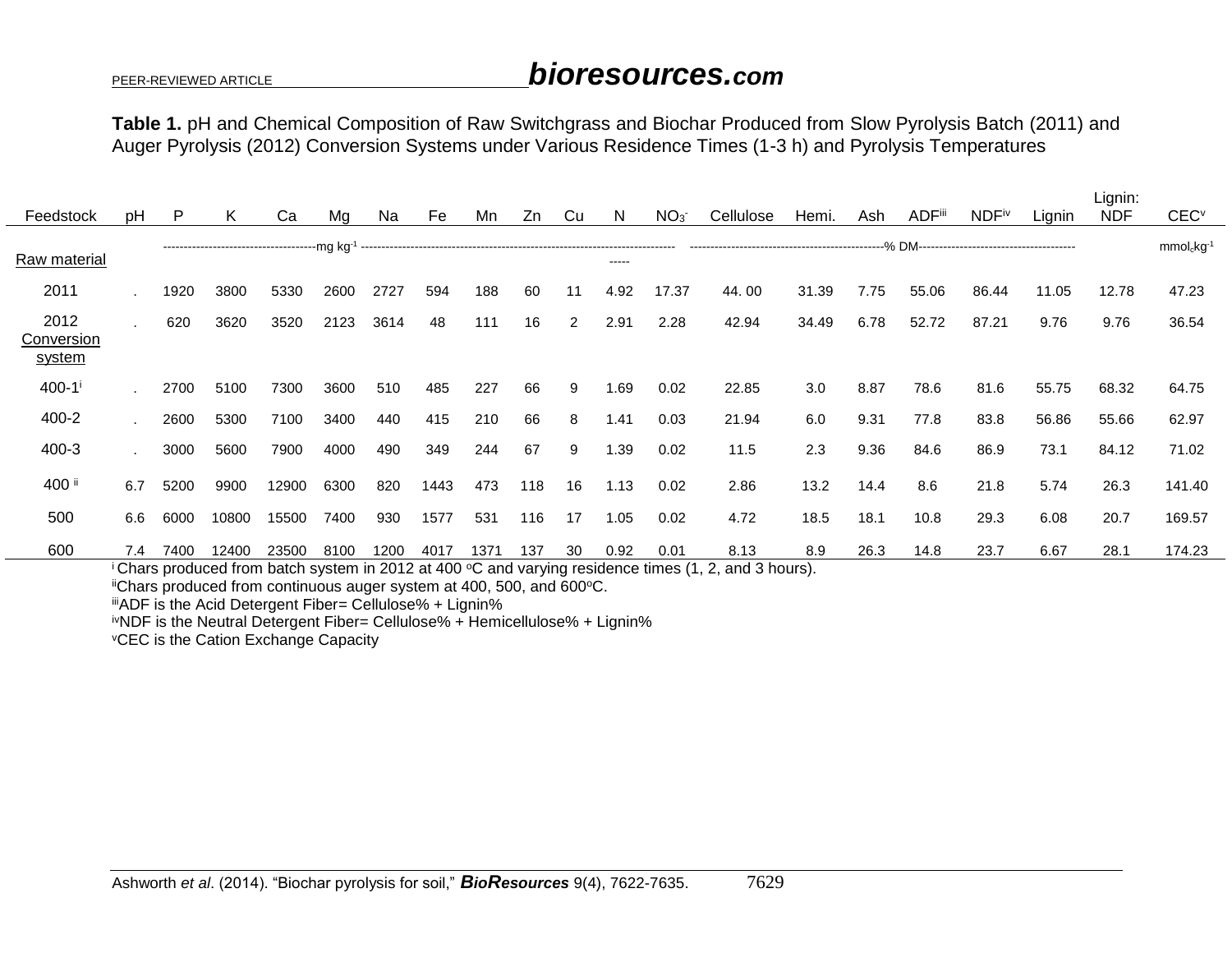**Table 1.** pH and Chemical Composition of Raw Switchgrass and Biochar Produced from Slow Pyrolysis Batch (2011) and Auger Pyrolysis (2012) Conversion Systems under Various Residence Times (1-3 h) and Pyrolysis Temperatures

| Feedstock | pH | P | K | Ca | Mg | Na | Fe | Mn | Zn | Cu | N | $NO_3^-$ | Cellulose | Hemi. | Ash | ADF[iii] | NDF[iv] | Lignin | Lignin: NDF | CEC[v] |
|---|---|---|---|---|---|---|---|---|---|---|---|---|---|---|---|---|---|---|---|---|
| Raw material | | ---------- | ---------- | ---------- | ---------- | mg $kg^{-1}$ | ---------- | ---------- | ---------- | ---------- | ----- | | ---------- | ---------- | ---------- | % DM | ---------- | ---------- | | $mmol_c kg^{-1}$ |
| 2011 | . | 1920 | 3800 | 5330 | 2600 | 2727 | 594 | 188 | 60 | 11 | 4.92 | 17.37 | 44. 00 | 31.39 | 7.75 | 55.06 | 86.44 | 11.05 | 12.78 | 47.23 |
| 2012 Conversion system | . | 620 | 3620 | 3520 | 2123 | 3614 | 48 | 111 | 16 | 2 | 2.91 | 2.28 | 42.94 | 34.49 | 6.78 | 52.72 | 87.21 | 9.76 | 9.76 | 36.54 |
| 400-1[i] | . | 2700 | 5100 | 7300 | 3600 | 510 | 485 | 227 | 66 | 9 | 1.69 | 0.02 | 22.85 | 3.0 | 8.87 | 78.6 | 81.6 | 55.75 | 68.32 | 64.75 |
| 400-2 | . | 2600 | 5300 | 7100 | 3400 | 440 | 415 | 210 | 66 | 8 | 1.41 | 0.03 | 21.94 | 6.0 | 9.31 | 77.8 | 83.8 | 56.86 | 55.66 | 62.97 |
| 400-3 | . | 3000 | 5600 | 7900 | 4000 | 490 | 349 | 244 | 67 | 9 | 1.39 | 0.02 | 11.5 | 2.3 | 9.36 | 84.6 | 86.9 | 73.1 | 84.12 | 71.02 |
| 400[ii] | 6.7 | 5200 | 9900 | 12900 | 6300 | 820 | 1443 | 473 | 118 | 16 | 1.13 | 0.02 | 2.86 | 13.2 | 14.4 | 8.6 | 21.8 | 5.74 | 26.3 | 141.40 |
| 500 | 6.6 | 6000 | 10800 | 15500 | 7400 | 930 | 1577 | 531 | 116 | 17 | 1.05 | 0.02 | 4.72 | 18.5 | 18.1 | 10.8 | 29.3 | 6.08 | 20.7 | 169.57 |
| 600 | 7.4 | 7400 | 12400 | 23500 | 8100 | 1200 | 4017 | 1371 | 137 | 30 | 0.92 | 0.01 | 8.13 | 8.9 | 26.3 | 14.8 | 23.7 | 6.67 | 28.1 | 174.23 |

[i] Chars produced from batch system in 2012 at 400 °C and varying residence times (1, 2, and 3 hours).
[ii] Chars produced from continuous auger system at 400, 500, and 600°C.
[iii] ADF is the Acid Detergent Fiber= Cellulose% + Lignin%
[iv] NDF is the Neutral Detergent Fiber= Cellulose% + Hemicellulose% + Lignin%
[v] CEC is the Cation Exchange Capacity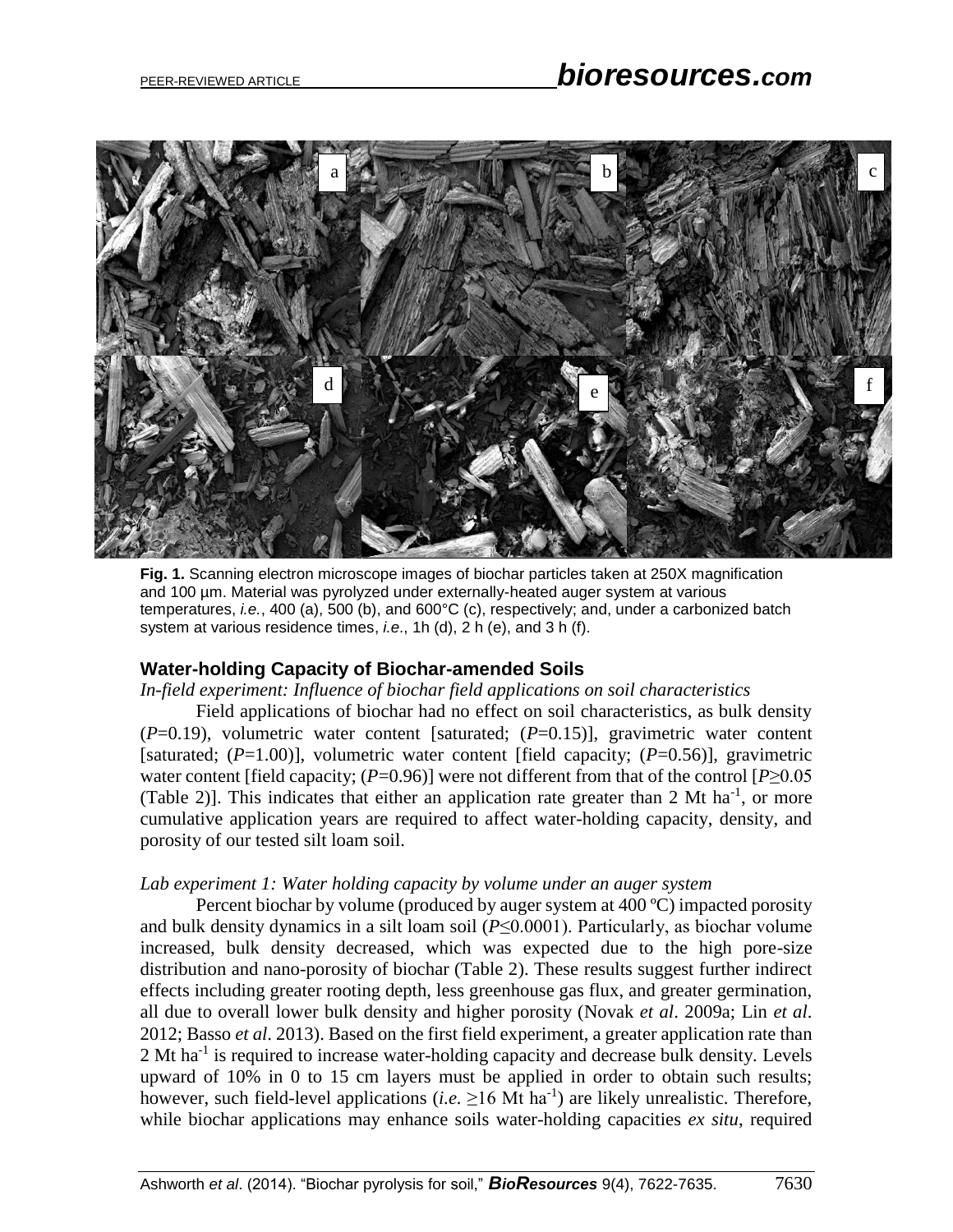**Fig. 1.** Scanning electron microscope images of biochar particles taken at 250X magnification and 100 µm. Material was pyrolyzed under externally-heated auger system at various temperatures, *i.e.*, 400 (a), 500 (b), and 600°C (c), respectively; and, under a carbonized batch system at various residence times, *i.e.*, 1h (d), 2 h (e), and 3 h (f).

## Water-holding Capacity of Biochar-amended Soils

*In-field experiment: Influence of biochar field applications on soil characteristics*

Field applications of biochar had no effect on soil characteristics, as bulk density ($P$=0.19), volumetric water content [saturated; ($P$=0.15)], gravimetric water content [saturated; ($P$=1.00)], volumetric water content [field capacity; ($P$=0.56)], gravimetric water content [field capacity; ($P$=0.96)] were not different from that of the control [$P \geq 0.05$ (Table 2)]. This indicates that either an application rate greater than 2 Mt ha$^{-1}$, or more cumulative application years are required to affect water-holding capacity, density, and porosity of our tested silt loam soil.

*Lab experiment 1: Water holding capacity by volume under an auger system*

Percent biochar by volume (produced by auger system at 400 ºC) impacted porosity and bulk density dynamics in a silt loam soil ($P \leq 0.0001$). Particularly, as biochar volume increased, bulk density decreased, which was expected due to the high pore-size distribution and nano-porosity of biochar (Table 2). These results suggest further indirect effects including greater rooting depth, less greenhouse gas flux, and greater germination, all due to overall lower bulk density and higher porosity (Novak *et al*. 2009a; Lin *et al*. 2012; Basso *et al*. 2013). Based on the first field experiment, a greater application rate than 2 Mt ha$^{-1}$ is required to increase water-holding capacity and decrease bulk density. Levels upward of 10% in 0 to 15 cm layers must be applied in order to obtain such results; however, such field-level applications (*i.e.* $\geq$16 Mt ha$^{-1}$) are likely unrealistic. Therefore, while biochar applications may enhance soils water-holding capacities *ex situ*, required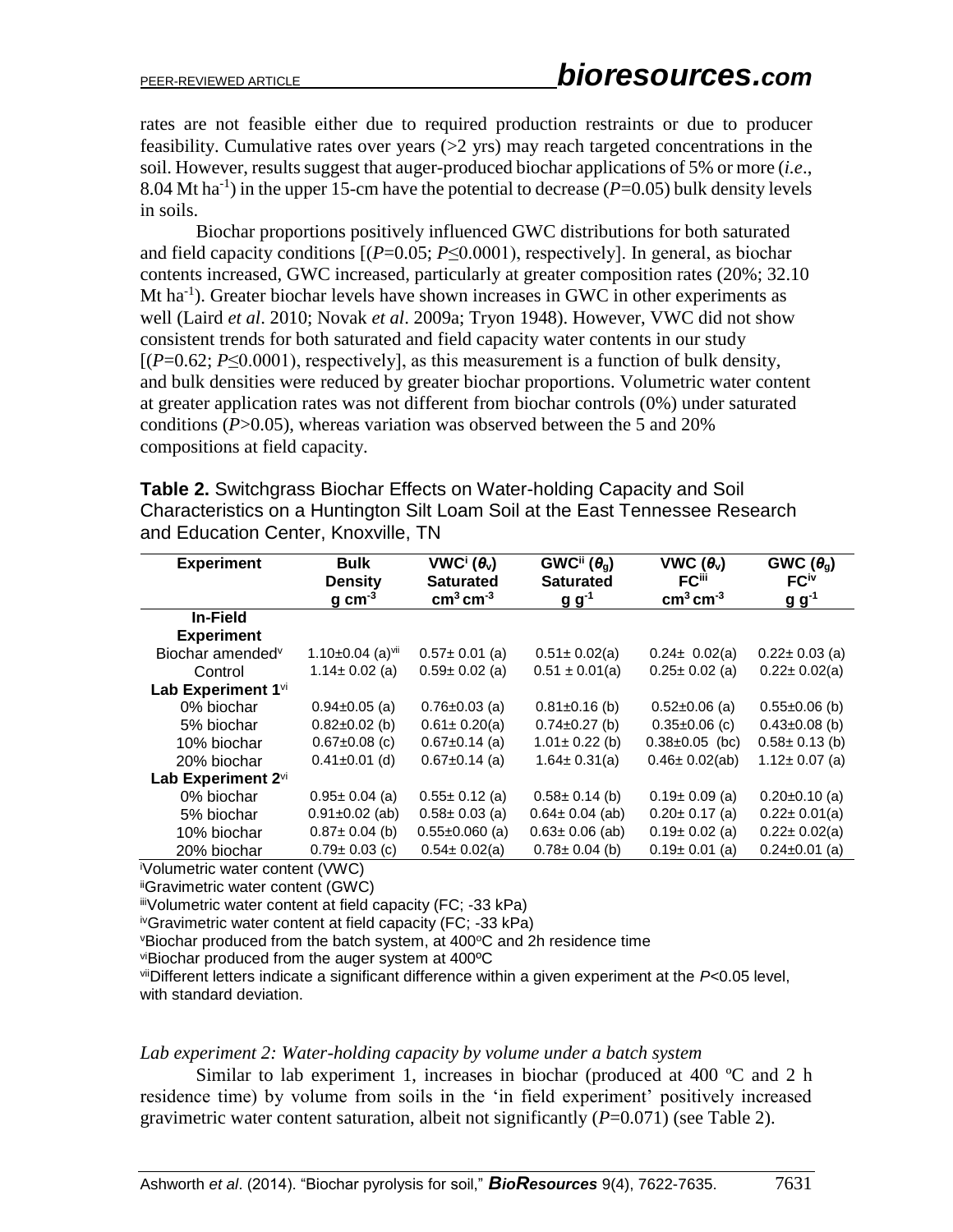rates are not feasible either due to required production restraints or due to producer feasibility. Cumulative rates over years (>2 yrs) may reach targeted concentrations in the soil. However, results suggest that auger-produced biochar applications of 5% or more (*i.e*., 8.04 Mt ha$^{-1}$) in the upper 15-cm have the potential to decrease ($P$=0.05) bulk density levels in soils.

Biochar proportions positively influenced GWC distributions for both saturated and field capacity conditions [($P$=0.05; $P \leq 0.0001$), respectively]. In general, as biochar contents increased, GWC increased, particularly at greater composition rates (20%; 32.10 Mt ha$^{-1}$). Greater biochar levels have shown increases in GWC in other experiments as well (Laird *et al*. 2010; Novak *et al*. 2009a; Tryon 1948). However, VWC did not show consistent trends for both saturated and field capacity water contents in our study [($P$=0.62; $P \leq 0.0001$), respectively], as this measurement is a function of bulk density, and bulk densities were reduced by greater biochar proportions. Volumetric water content at greater application rates was not different from biochar controls (0%) under saturated conditions ($P$>0.05), whereas variation was observed between the 5 and 20% compositions at field capacity.

**Table 2.** Switchgrass Biochar Effects on Water-holding Capacity and Soil Characteristics on a Huntington Silt Loam Soil at the East Tennessee Research and Education Center, Knoxville, TN

| Experiment | Bulk Density g cm$^{-3}$ | VWC[i] ($\theta_v$) Saturated cm$^3$ cm$^{-3}$ | GWC[ii] ($\theta_g$) Saturated g g$^{-1}$ | VWC ($\theta_v$) FC[iii] cm$^3$ cm$^{-3}$ | GWC ($\theta_g$) FC[iv] g g$^{-1}$ |
|---|---|---|---|---|---|
| **In-Field Experiment** | | | | | |
| Biochar amended[v] | 1.10±0.04 (a)[vii] | 0.57± 0.01 (a) | 0.51± 0.02(a) | 0.24± 0.02(a) | 0.22± 0.03 (a) |
| Control | 1.14± 0.02 (a) | 0.59± 0.02 (a) | 0.51 ± 0.01(a) | 0.25± 0.02 (a) | 0.22± 0.02(a) |
| **Lab Experiment 1**[vi] | | | | | |
| 0% biochar | 0.94±0.05 (a) | 0.76±0.03 (a) | 0.81±0.16 (b) | 0.52±0.06 (a) | 0.55±0.06 (b) |
| 5% biochar | 0.82±0.02 (b) | 0.61± 0.20(a) | 0.74±0.27 (b) | 0.35±0.06 (c) | 0.43±0.08 (b) |
| 10% biochar | 0.67±0.08 (c) | 0.67±0.14 (a) | 1.01± 0.22 (b) | 0.38±0.05 (bc) | 0.58± 0.13 (b) |
| 20% biochar | 0.41±0.01 (d) | 0.67±0.14 (a) | 1.64± 0.31(a) | 0.46± 0.02(ab) | 1.12± 0.07 (a) |
| **Lab Experiment 2**[vi] | | | | | |
| 0% biochar | 0.95± 0.04 (a) | 0.55± 0.12 (a) | 0.58± 0.14 (b) | 0.19± 0.09 (a) | 0.20±0.10 (a) |
| 5% biochar | 0.91±0.02 (ab) | 0.58± 0.03 (a) | 0.64± 0.04 (ab) | 0.20± 0.17 (a) | 0.22± 0.01(a) |
| 10% biochar | 0.87± 0.04 (b) | 0.55±0.060 (a) | 0.63± 0.06 (ab) | 0.19± 0.02 (a) | 0.22± 0.02(a) |
| 20% biochar | 0.79± 0.03 (c) | 0.54± 0.02(a) | 0.78± 0.04 (b) | 0.19± 0.01 (a) | 0.24±0.01 (a) |

[i]Volumetric water content (VWC)
[ii]Gravimetric water content (GWC)
[iii]Volumetric water content at field capacity (FC; -33 kPa)
[iv]Gravimetric water content at field capacity (FC; -33 kPa)
[v]Biochar produced from the batch system, at 400°C and 2h residence time
[vi]Biochar produced from the auger system at 400°C
[vii]Different letters indicate a significant difference within a given experiment at the $P$<0.05 level, with standard deviation.

*Lab experiment 2: Water-holding capacity by volume under a batch system*

Similar to lab experiment 1, increases in biochar (produced at 400 ºC and 2 h residence time) by volume from soils in the 'in field experiment' positively increased gravimetric water content saturation, albeit not significantly ($P$=0.071) (see Table 2).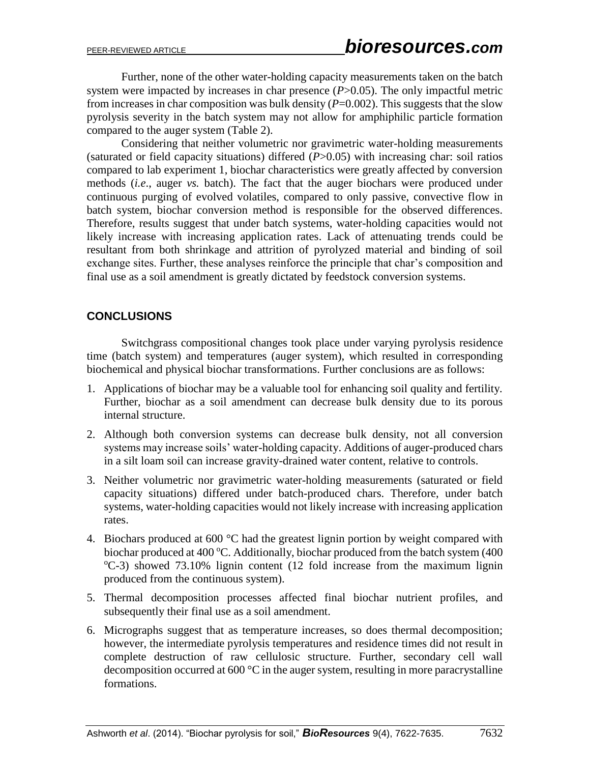Further, none of the other water-holding capacity measurements taken on the batch system were impacted by increases in char presence ($P$>0.05). The only impactful metric from increases in char composition was bulk density ($P$=0.002). This suggests that the slow pyrolysis severity in the batch system may not allow for amphiphilic particle formation compared to the auger system (Table 2).

Considering that neither volumetric nor gravimetric water-holding measurements (saturated or field capacity situations) differed ($P$>0.05) with increasing char: soil ratios compared to lab experiment 1, biochar characteristics were greatly affected by conversion methods (*i.e*., auger *vs.* batch). The fact that the auger biochars were produced under continuous purging of evolved volatiles, compared to only passive, convective flow in batch system, biochar conversion method is responsible for the observed differences. Therefore, results suggest that under batch systems, water-holding capacities would not likely increase with increasing application rates. Lack of attenuating trends could be resultant from both shrinkage and attrition of pyrolyzed material and binding of soil exchange sites. Further, these analyses reinforce the principle that char's composition and final use as a soil amendment is greatly dictated by feedstock conversion systems.

## CONCLUSIONS

Switchgrass compositional changes took place under varying pyrolysis residence time (batch system) and temperatures (auger system), which resulted in corresponding biochemical and physical biochar transformations. Further conclusions are as follows:

1. Applications of biochar may be a valuable tool for enhancing soil quality and fertility. Further, biochar as a soil amendment can decrease bulk density due to its porous internal structure.
2. Although both conversion systems can decrease bulk density, not all conversion systems may increase soils' water-holding capacity. Additions of auger-produced chars in a silt loam soil can increase gravity-drained water content, relative to controls.
3. Neither volumetric nor gravimetric water-holding measurements (saturated or field capacity situations) differed under batch-produced chars. Therefore, under batch systems, water-holding capacities would not likely increase with increasing application rates.
4. Biochars produced at 600 °C had the greatest lignin portion by weight compared with biochar produced at 400 °C. Additionally, biochar produced from the batch system (400 °C-3) showed 73.10% lignin content (12 fold increase from the maximum lignin produced from the continuous system).
5. Thermal decomposition processes affected final biochar nutrient profiles, and subsequently their final use as a soil amendment.
6. Micrographs suggest that as temperature increases, so does thermal decomposition; however, the intermediate pyrolysis temperatures and residence times did not result in complete destruction of raw cellulosic structure. Further, secondary cell wall decomposition occurred at 600 °C in the auger system, resulting in more paracrystalline formations.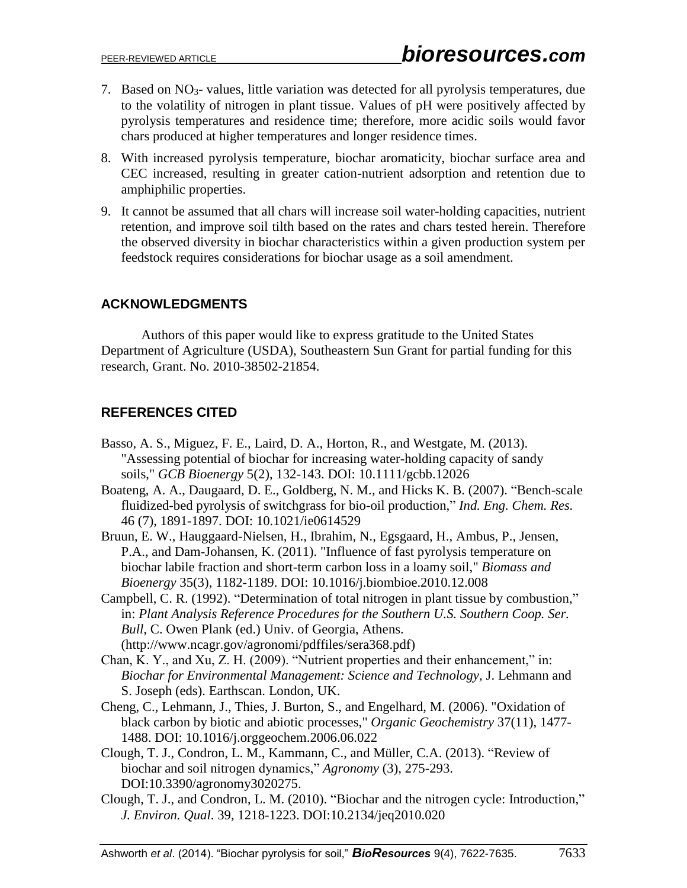7. Based on $NO_3$- values, little variation was detected for all pyrolysis temperatures, due to the volatility of nitrogen in plant tissue. Values of pH were positively affected by pyrolysis temperatures and residence time; therefore, more acidic soils would favor chars produced at higher temperatures and longer residence times.
8. With increased pyrolysis temperature, biochar aromaticity, biochar surface area and CEC increased, resulting in greater cation-nutrient adsorption and retention due to amphiphilic properties.
9. It cannot be assumed that all chars will increase soil water-holding capacities, nutrient retention, and improve soil tilth based on the rates and chars tested herein. Therefore the observed diversity in biochar characteristics within a given production system per feedstock requires considerations for biochar usage as a soil amendment.

## ACKNOWLEDGMENTS

Authors of this paper would like to express gratitude to the United States Department of Agriculture (USDA), Southeastern Sun Grant for partial funding for this research, Grant. No. 2010-38502-21854.

## REFERENCES CITED

Basso, A. S., Miguez, F. E., Laird, D. A., Horton, R., and Westgate, M. (2013). "Assessing potential of biochar for increasing water-holding capacity of sandy soils," *GCB Bioenergy* 5(2), 132-143. DOI: 10.1111/gcbb.12026

Boateng, A. A., Daugaard, D. E., Goldberg, N. M., and Hicks K. B. (2007). "Bench-scale fluidized-bed pyrolysis of switchgrass for bio-oil production," *Ind. Eng. Chem. Res.* 46 (7), 1891-1897. DOI: 10.1021/ie0614529

Bruun, E. W., Hauggaard-Nielsen, H., Ibrahim, N., Egsgaard, H., Ambus, P., Jensen, P.A., and Dam-Johansen, K. (2011). "Influence of fast pyrolysis temperature on biochar labile fraction and short-term carbon loss in a loamy soil," *Biomass and Bioenergy* 35(3), 1182-1189. DOI: 10.1016/j.biombioe.2010.12.008

Campbell, C. R. (1992). "Determination of total nitrogen in plant tissue by combustion," in: *Plant Analysis Reference Procedures for the Southern U.S. Southern Coop. Ser. Bull,* C. Owen Plank (ed.) Univ. of Georgia, Athens. (http://www.ncagr.gov/agronomi/pdffiles/sera368.pdf)

Chan, K. Y., and Xu, Z. H. (2009). "Nutrient properties and their enhancement," in: *Biochar for Environmental Management: Science and Technology*, J. Lehmann and S. Joseph (eds). Earthscan. London, UK.

Cheng, C., Lehmann, J., Thies, J. Burton, S., and Engelhard, M. (2006). "Oxidation of black carbon by biotic and abiotic processes," *Organic Geochemistry* 37(11), 1477-1488. DOI: 10.1016/j.orggeochem.2006.06.022

Clough, T. J., Condron, L. M., Kammann, C., and Müller, C.A. (2013). "Review of biochar and soil nitrogen dynamics," *Agronomy* (3), 275-293. DOI:10.3390/agronomy3020275.

Clough, T. J., and Condron, L. M. (2010). "Biochar and the nitrogen cycle: Introduction," *J. Environ. Qual*. 39, 1218-1223. DOI:10.2134/jeq2010.020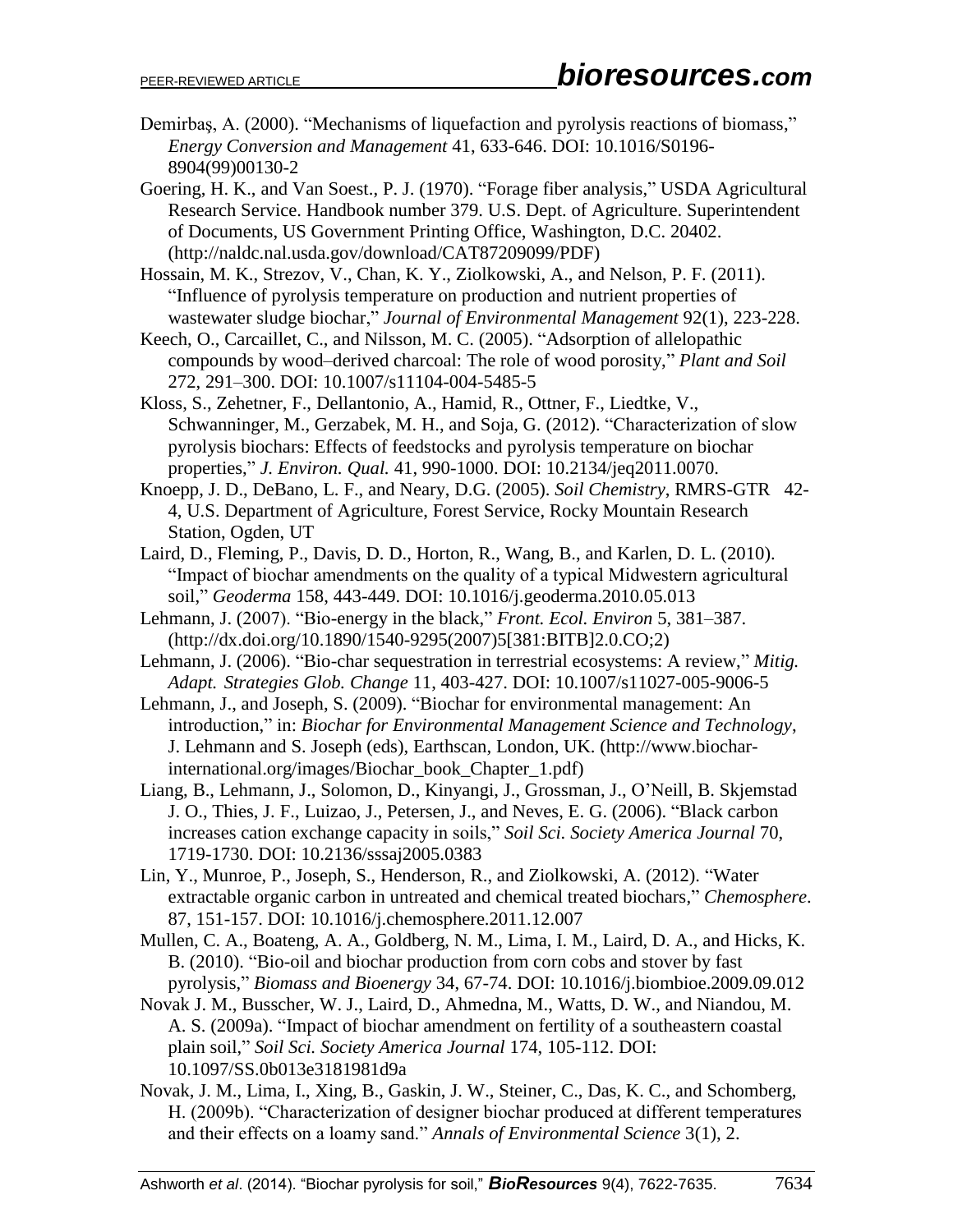Demirbaş, A. (2000). "Mechanisms of liquefaction and pyrolysis reactions of biomass," *Energy Conversion and Management* 41, 633-646. DOI: 10.1016/S0196-8904(99)00130-2

Goering, H. K., and Van Soest., P. J. (1970). "Forage fiber analysis," USDA Agricultural Research Service. Handbook number 379. U.S. Dept. of Agriculture. Superintendent of Documents, US Government Printing Office, Washington, D.C. 20402. (http://naldc.nal.usda.gov/download/CAT87209099/PDF)

Hossain, M. K., Strezov, V., Chan, K. Y., Ziolkowski, A., and Nelson, P. F. (2011). "Influence of pyrolysis temperature on production and nutrient properties of wastewater sludge biochar," *Journal of Environmental Management* 92(1), 223-228.

Keech, O., Carcaillet, C., and Nilsson, M. C. (2005). "Adsorption of allelopathic compounds by wood–derived charcoal: The role of wood porosity," *Plant and Soil* 272, 291–300. DOI: 10.1007/s11104-004-5485-5

Kloss, S., Zehetner, F., Dellantonio, A., Hamid, R., Ottner, F., Liedtke, V., Schwanninger, M., Gerzabek, M. H., and Soja, G. (2012). "Characterization of slow pyrolysis biochars: Effects of feedstocks and pyrolysis temperature on biochar properties," *J. Environ. Qual.* 41, 990-1000. DOI: 10.2134/jeq2011.0070.

Knoepp, J. D., DeBano, L. F., and Neary, D.G. (2005). *Soil Chemistry*, RMRS-GTR 42-4, U.S. Department of Agriculture, Forest Service, Rocky Mountain Research Station, Ogden, UT

Laird, D., Fleming, P., Davis, D. D., Horton, R., Wang, B., and Karlen, D. L. (2010). "Impact of biochar amendments on the quality of a typical Midwestern agricultural soil," *Geoderma* 158, 443-449. DOI: 10.1016/j.geoderma.2010.05.013

Lehmann, J. (2007). "Bio-energy in the black," *Front. Ecol. Environ* 5, 381–387. (http://dx.doi.org/10.1890/1540-9295(2007)5[381:BITB]2.0.CO;2)

Lehmann, J. (2006). "Bio-char sequestration in terrestrial ecosystems: A review," *Mitig. Adapt. Strategies Glob. Change* 11, 403-427. DOI: 10.1007/s11027-005-9006-5

Lehmann, J., and Joseph, S. (2009). "Biochar for environmental management: An introduction," in: *Biochar for Environmental Management Science and Technology*, J. Lehmann and S. Joseph (eds), Earthscan, London, UK. (http://www.biochar-international.org/images/Biochar_book_Chapter_1.pdf)

Liang, B., Lehmann, J., Solomon, D., Kinyangi, J., Grossman, J., O'Neill, B. Skjemstad J. O., Thies, J. F., Luizao, J., Petersen, J., and Neves, E. G. (2006). "Black carbon increases cation exchange capacity in soils," *Soil Sci. Society America Journal* 70, 1719-1730. DOI: 10.2136/sssaj2005.0383

Lin, Y., Munroe, P., Joseph, S., Henderson, R., and Ziolkowski, A. (2012). "Water extractable organic carbon in untreated and chemical treated biochars," *Chemosphere*. 87, 151-157. DOI: 10.1016/j.chemosphere.2011.12.007

Mullen, C. A., Boateng, A. A., Goldberg, N. M., Lima, I. M., Laird, D. A., and Hicks, K. B. (2010). "Bio-oil and biochar production from corn cobs and stover by fast pyrolysis," *Biomass and Bioenergy* 34, 67-74. DOI: 10.1016/j.biombioe.2009.09.012

Novak J. M., Busscher, W. J., Laird, D., Ahmedna, M., Watts, D. W., and Niandou, M. A. S. (2009a). "Impact of biochar amendment on fertility of a southeastern coastal plain soil," *Soil Sci. Society America Journal* 174, 105-112. DOI: 10.1097/SS.0b013e3181981d9a

Novak, J. M., Lima, I., Xing, B., Gaskin, J. W., Steiner, C., Das, K. C., and Schomberg, H. (2009b). "Characterization of designer biochar produced at different temperatures and their effects on a loamy sand." *Annals of Environmental Science* 3(1), 2.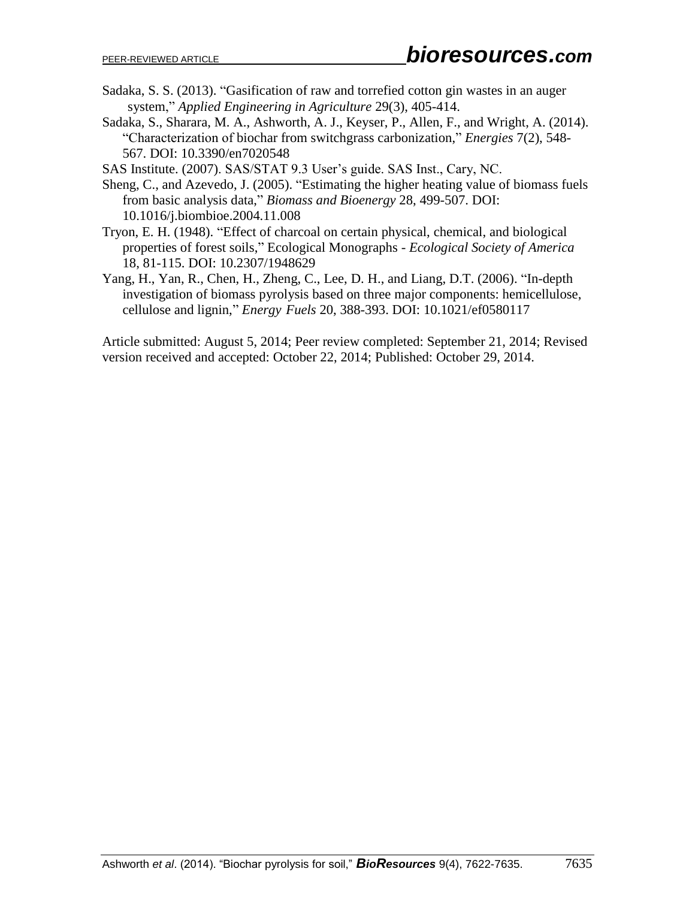Sadaka, S. S. (2013). "Gasification of raw and torrefied cotton gin wastes in an auger system," *Applied Engineering in Agriculture* 29(3), 405-414.

Sadaka, S., Sharara, M. A., Ashworth, A. J., Keyser, P., Allen, F., and Wright, A. (2014). "Characterization of biochar from switchgrass carbonization," *Energies* 7(2), 548-567. DOI: 10.3390/en7020548

SAS Institute. (2007). SAS/STAT 9.3 User's guide. SAS Inst., Cary, NC.

Sheng, C., and Azevedo, J. (2005). "Estimating the higher heating value of biomass fuels from basic analysis data," *Biomass and Bioenergy* 28, 499-507. DOI: 10.1016/j.biombioe.2004.11.008

Tryon, E. H. (1948). "Effect of charcoal on certain physical, chemical, and biological properties of forest soils," Ecological Monographs - *Ecological Society of America* 18, 81-115. DOI: 10.2307/1948629

Yang, H., Yan, R., Chen, H., Zheng, C., Lee, D. H., and Liang, D.T. (2006). "In-depth investigation of biomass pyrolysis based on three major components: hemicellulose, cellulose and lignin," *Energy Fuels* 20, 388-393. DOI: 10.1021/ef0580117

Article submitted: August 5, 2014; Peer review completed: September 21, 2014; Revised version received and accepted: October 22, 2014; Published: October 29, 2014.